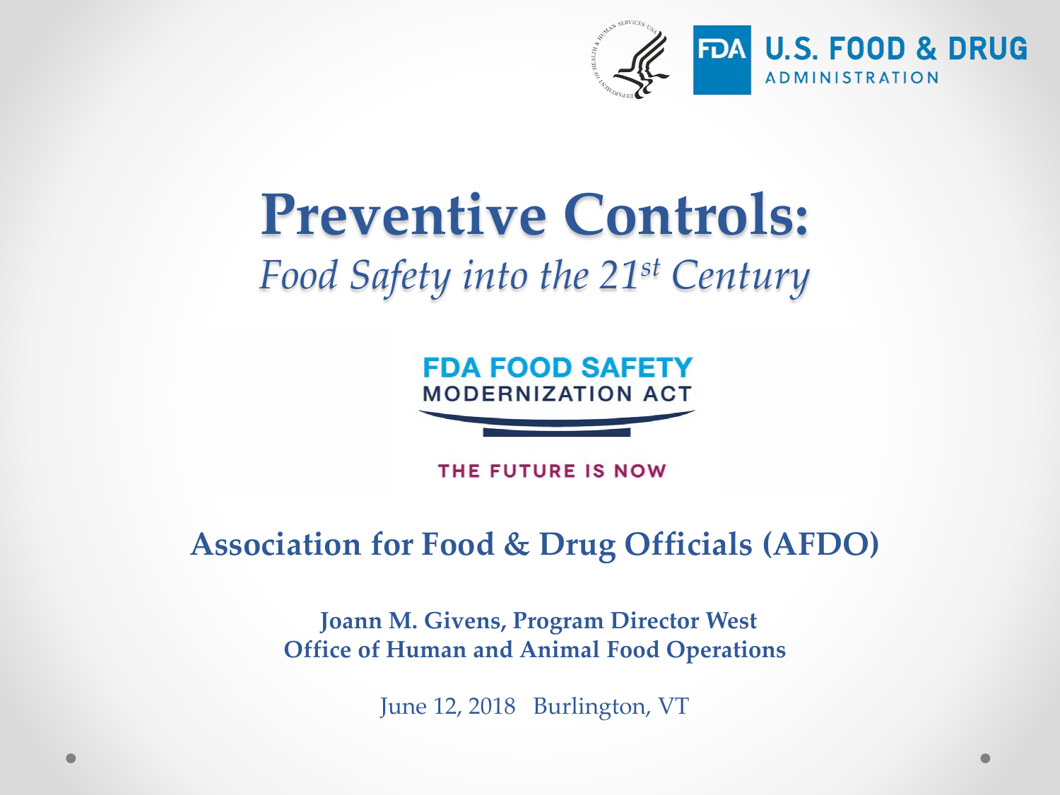U.S. FOOD & DRUG ADMINISTRATION

# Preventive Controls:

*Food Safety into the 21st Century*

FDA FOOD SAFETY MODERNIZATION ACT

THE FUTURE IS NOW

## Association for Food & Drug Officials (AFDO)

**Joann M. Givens, Program Director West**
**Office of Human and Animal Food Operations**

June 12, 2018 Burlington, VT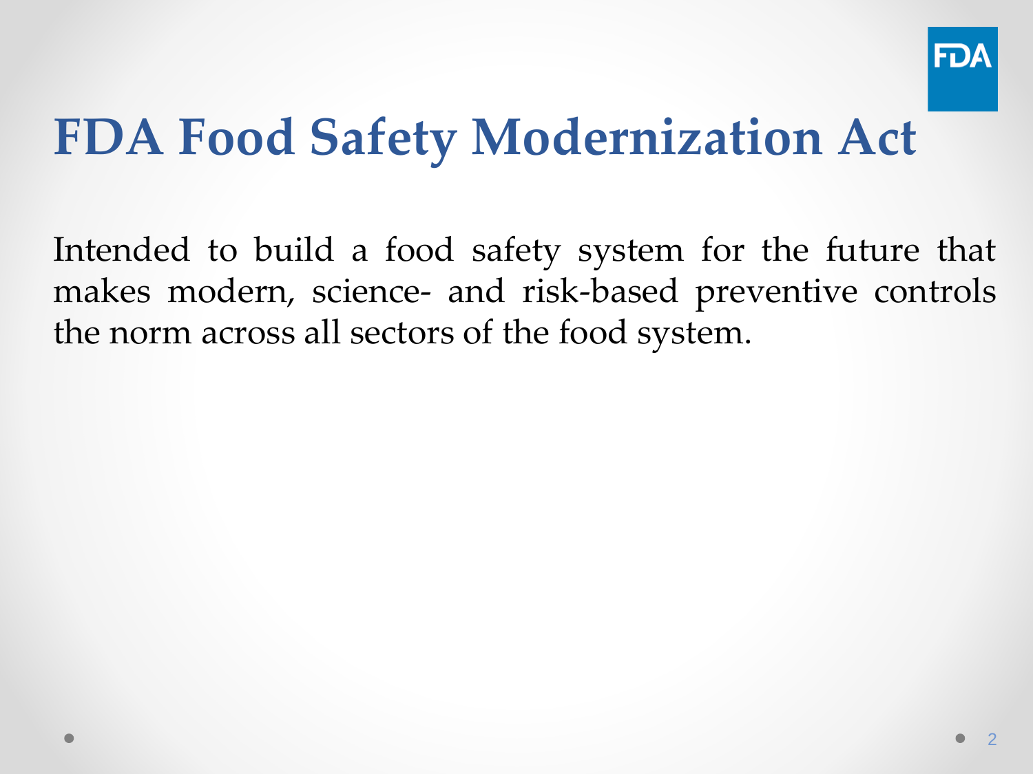# FDA Food Safety Modernization Act

Intended to build a food safety system for the future that makes modern, science- and risk-based preventive controls the norm across all sectors of the food system.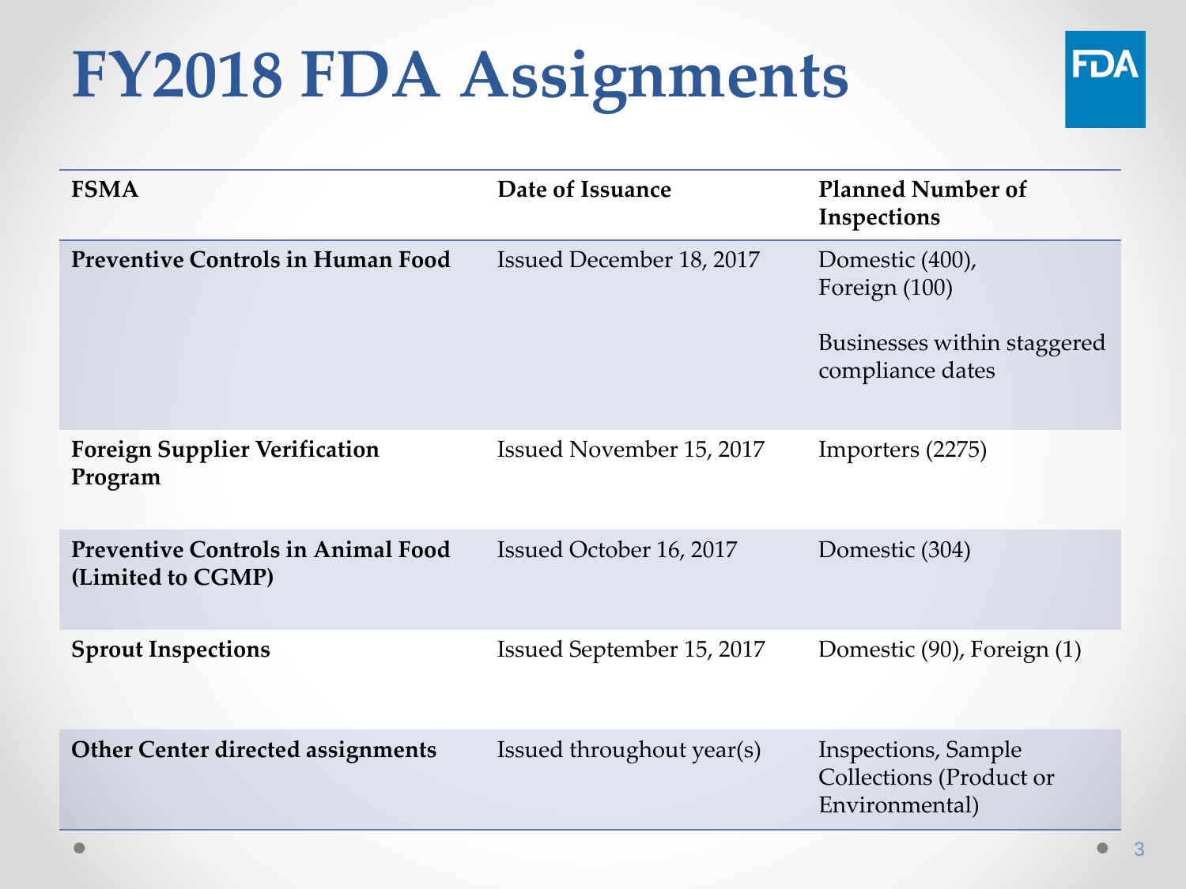# FY2018 FDA Assignments

| FSMA | Date of Issuance | Planned Number of Inspections |
|---|---|---|
| **Preventive Controls in Human Food** | Issued December 18, 2017 | Domestic (400), Foreign (100)<br><br>Businesses within staggered compliance dates |
| **Foreign Supplier Verification Program** | Issued November 15, 2017 | Importers (2275) |
| **Preventive Controls in Animal Food (Limited to CGMP)** | Issued October 16, 2017 | Domestic (304) |
| **Sprout Inspections** | Issued September 15, 2017 | Domestic (90), Foreign (1) |
| **Other Center directed assignments** | Issued throughout year(s) | Inspections, Sample Collections (Product or Environmental) |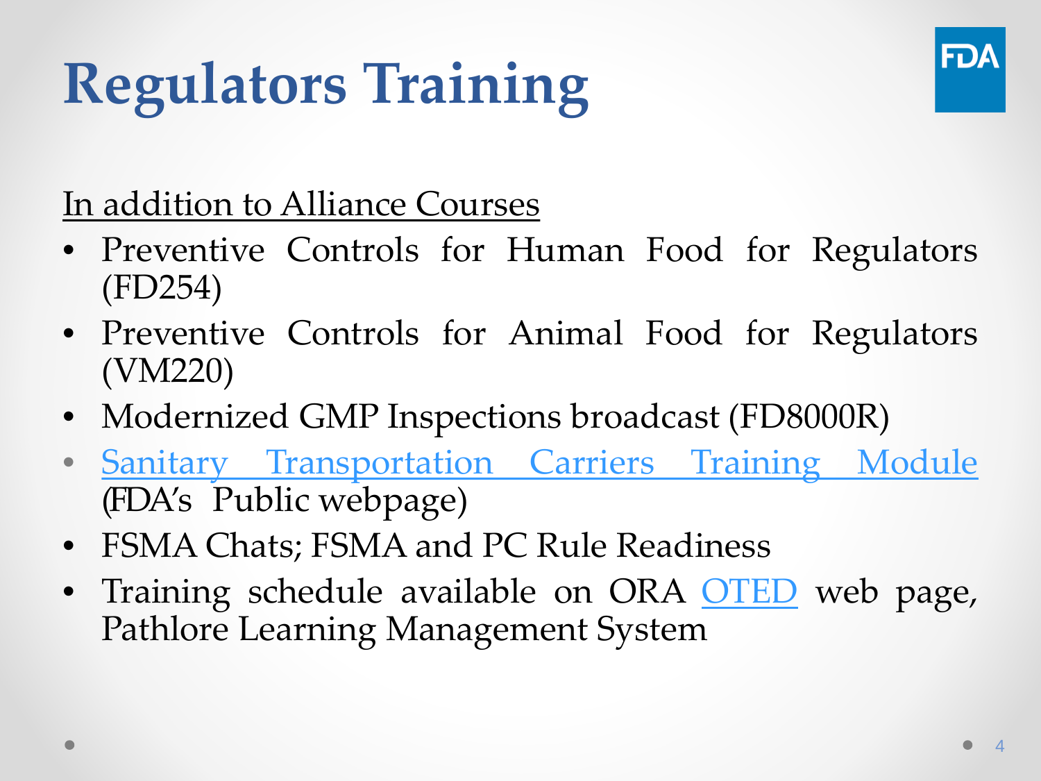# Regulators Training

In addition to Alliance Courses

- Preventive Controls for Human Food for Regulators (FD254)
- Preventive Controls for Animal Food for Regulators (VM220)
- Modernized GMP Inspections broadcast (FD8000R)
- Sanitary Transportation Carriers Training Module (FDA's Public webpage)
- FSMA Chats; FSMA and PC Rule Readiness
- Training schedule available on ORA OTED web page, Pathlore Learning Management System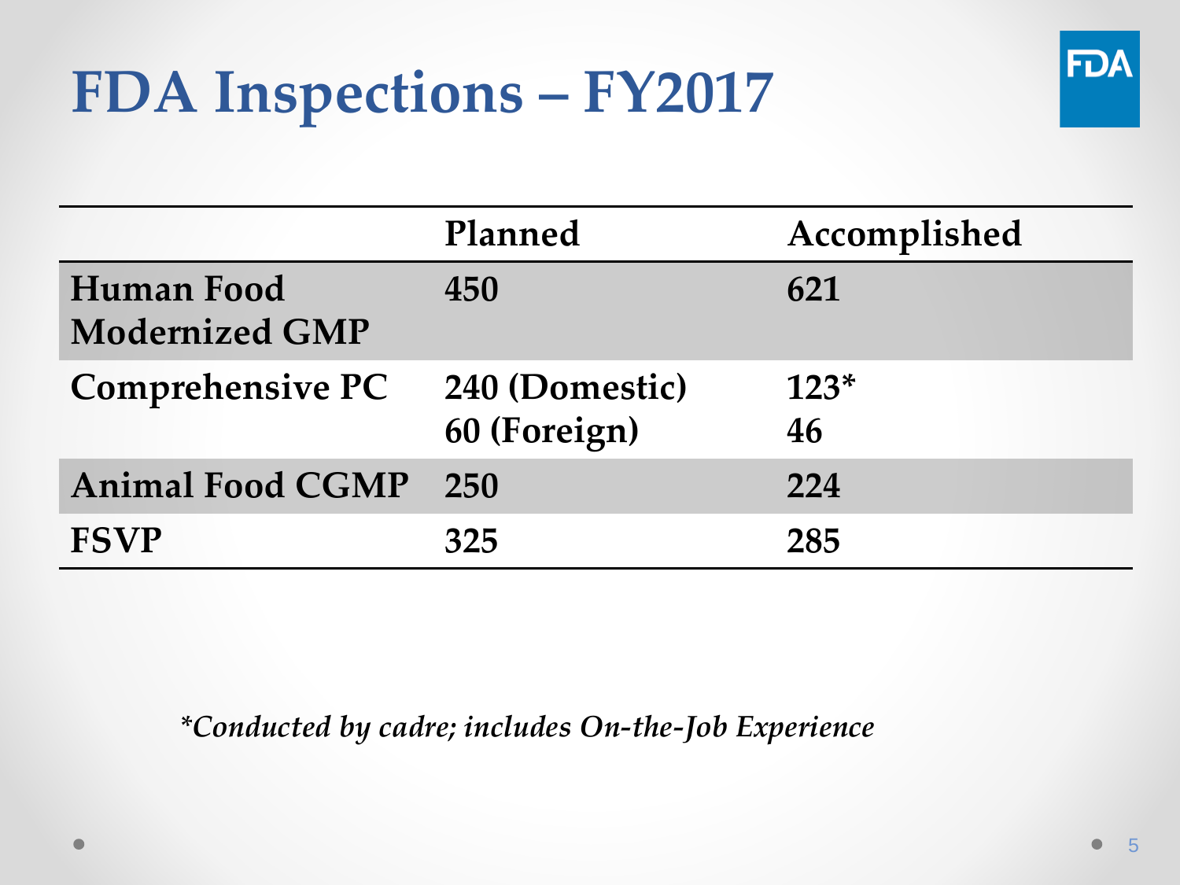# FDA Inspections – FY2017

| | Planned | Accomplished |
|---|---|---|
| Human Food Modernized GMP | 450 | 621 |
| Comprehensive PC | 240 (Domestic)<br>60 (Foreign) | 123*<br>46 |
| Animal Food CGMP | 250 | 224 |
| FSVP | 325 | 285 |

*\*Conducted by cadre; includes On-the-Job Experience*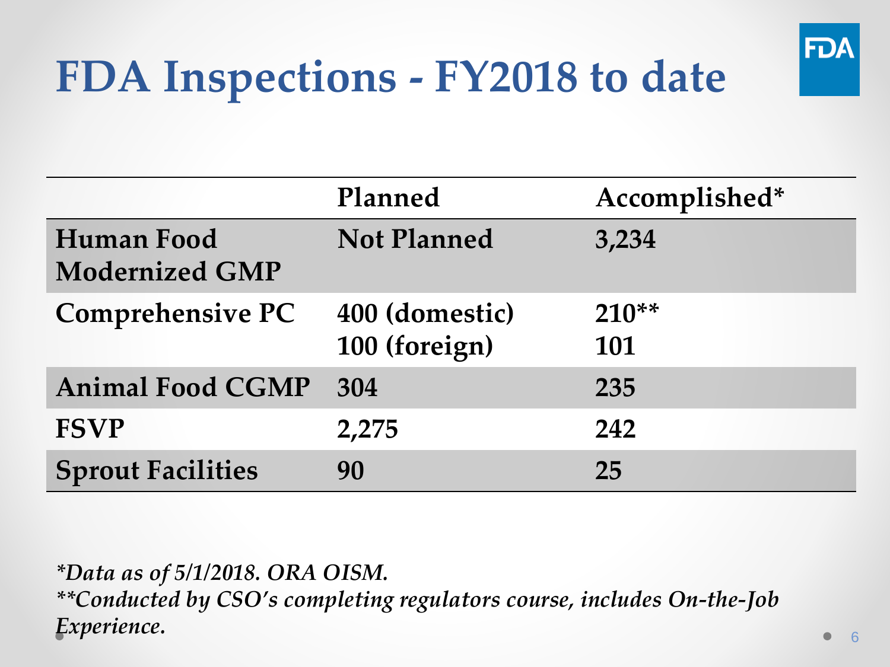# FDA Inspections - FY2018 to date

| | Planned | Accomplished* |
|---|---|---|
| Human Food Modernized GMP | Not Planned | 3,234 |
| Comprehensive PC | 400 (domestic)<br>100 (foreign) | 210**<br>101 |
| Animal Food CGMP | 304 | 235 |
| FSVP | 2,275 | 242 |
| Sprout Facilities | 90 | 25 |

*\*Data as of 5/1/2018. ORA OISM.*
*\*\*Conducted by CSO's completing regulators course, includes On-the-Job Experience.*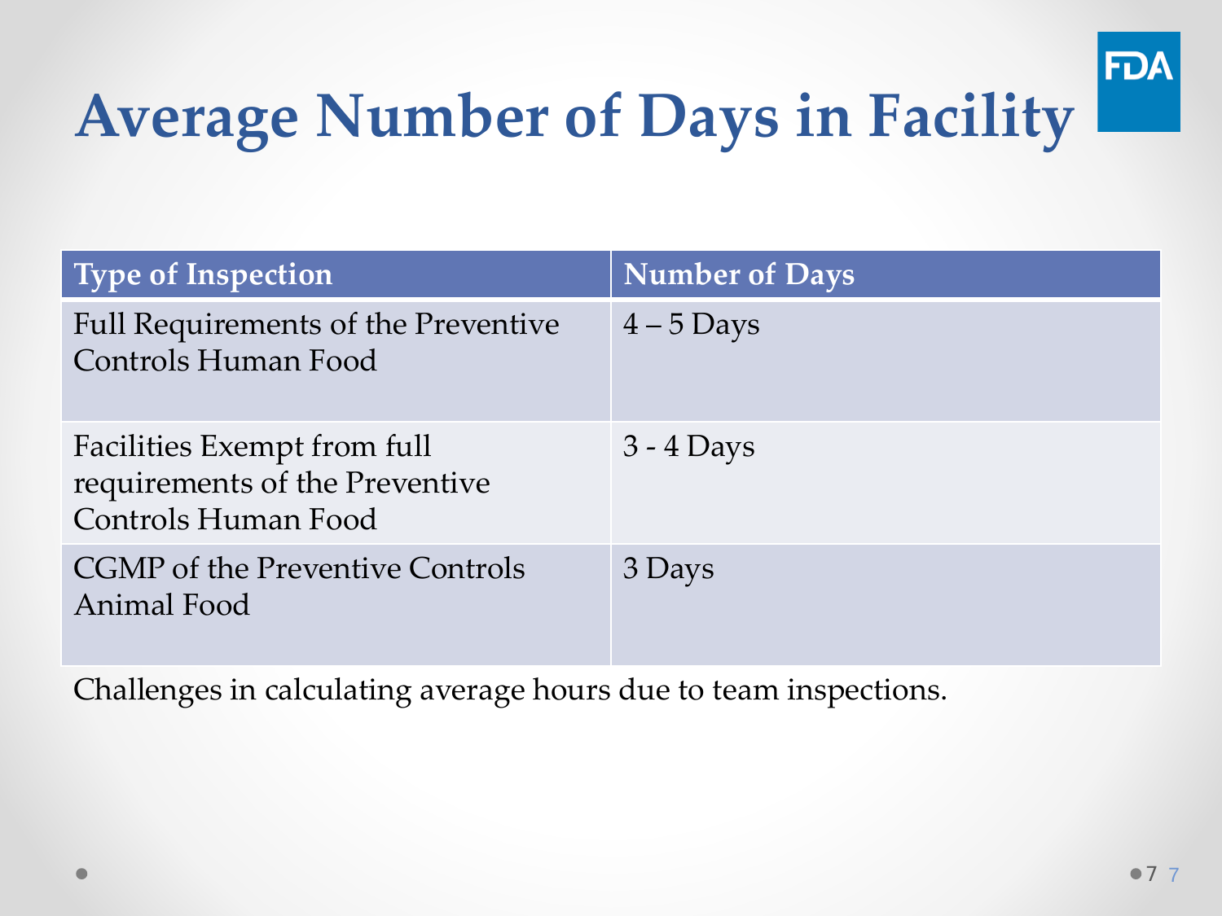# Average Number of Days in Facility

| Type of Inspection | Number of Days |
|---|---|
| Full Requirements of the Preventive Controls Human Food | 4 – 5 Days |
| Facilities Exempt from full requirements of the Preventive Controls Human Food | 3 - 4 Days |
| CGMP of the Preventive Controls Animal Food | 3 Days |

Challenges in calculating average hours due to team inspections.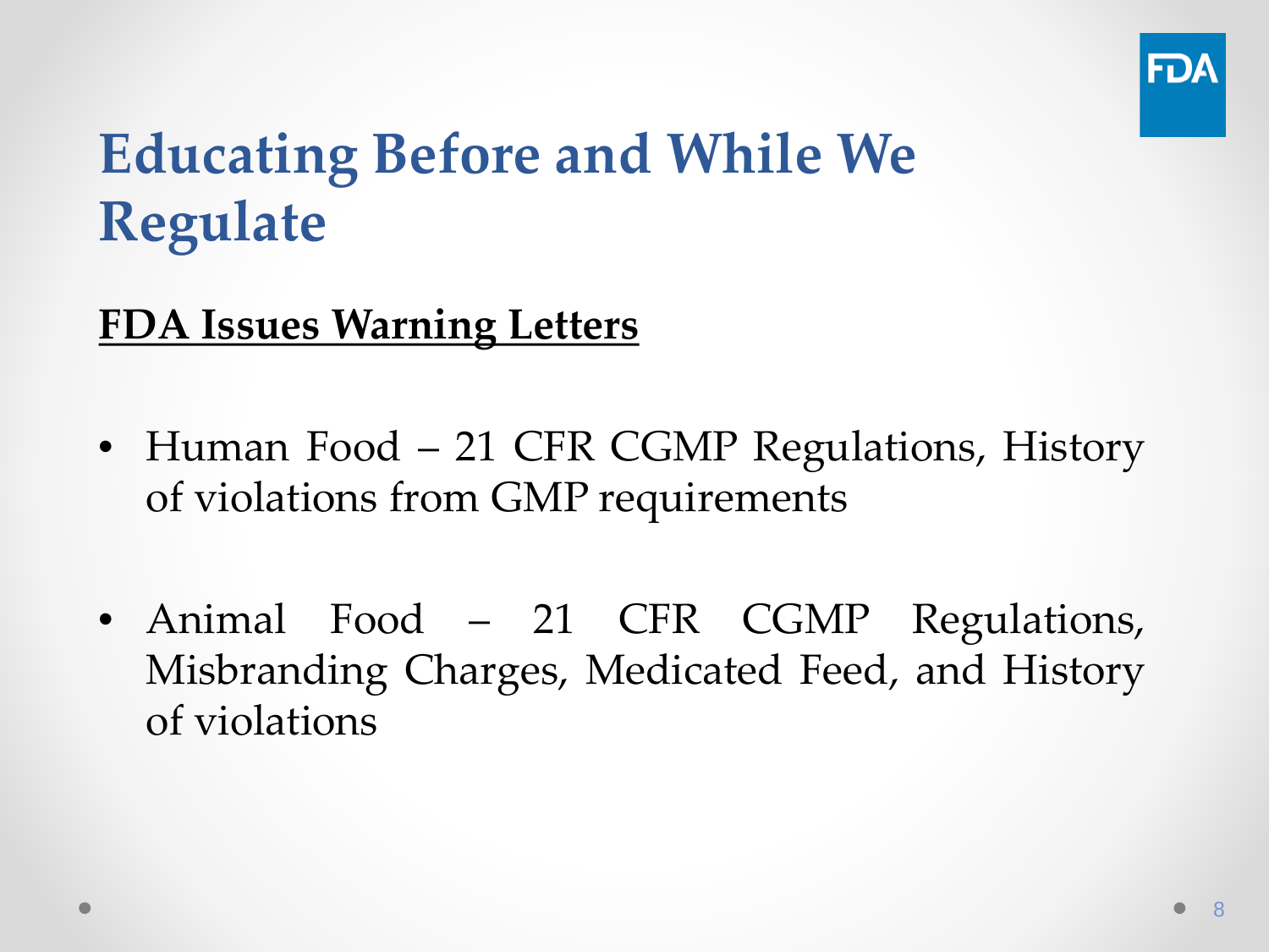# Educating Before and While We Regulate

**FDA Issues Warning Letters**

- Human Food – 21 CFR CGMP Regulations, History of violations from GMP requirements
- Animal Food – 21 CFR CGMP Regulations, Misbranding Charges, Medicated Feed, and History of violations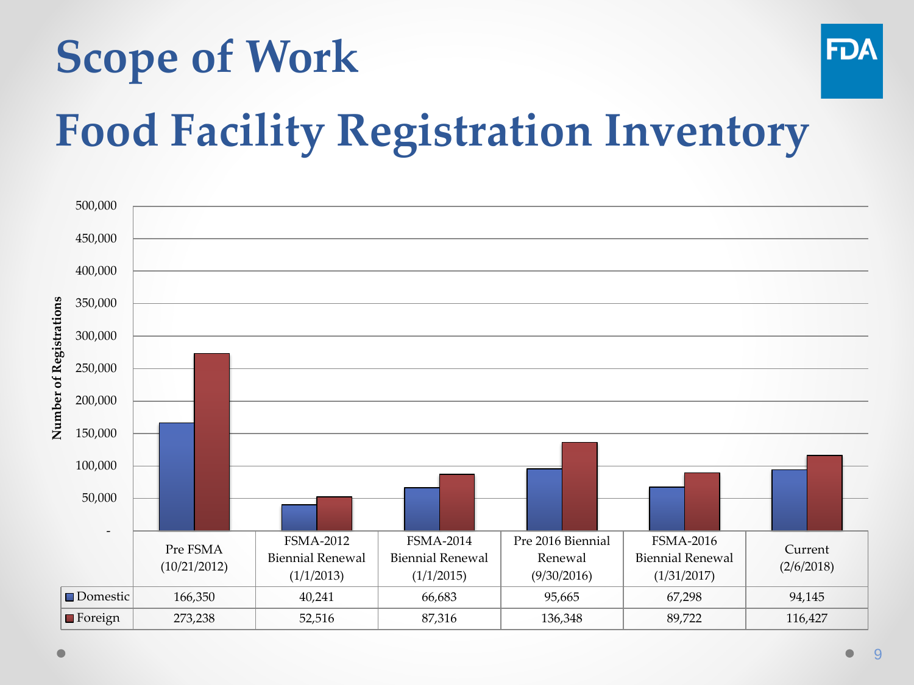# Scope of Work

# Food Facility Registration Inventory

| | Pre FSMA (10/21/2012) | FSMA-2012 Biennial Renewal (1/1/2013) | FSMA-2014 Biennial Renewal (1/1/2015) | Pre 2016 Biennial Renewal (9/30/2016) | FSMA-2016 Biennial Renewal (1/31/2017) | Current (2/6/2018) |
|---|---|---|---|---|---|---|
| Domestic | 166,350 | 40,241 | 66,683 | 95,665 | 67,298 | 94,145 |
| Foreign | 273,238 | 52,516 | 87,316 | 136,348 | 89,722 | 116,427 |

Number of Registrations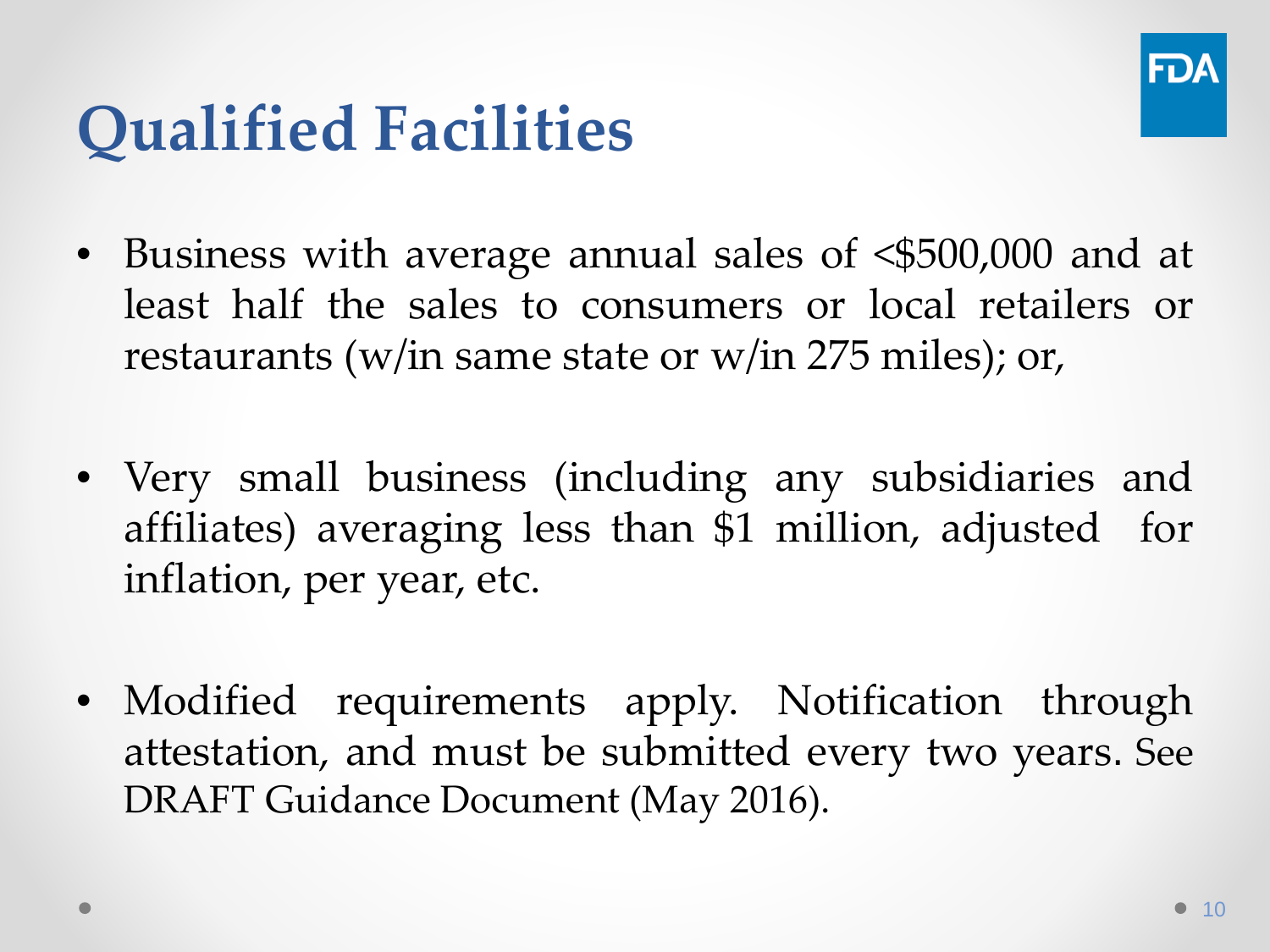# Qualified Facilities

- Business with average annual sales of <$500,000 and at least half the sales to consumers or local retailers or restaurants (w/in same state or w/in 275 miles); or,
- Very small business (including any subsidiaries and affiliates) averaging less than $1 million, adjusted for inflation, per year, etc.
- Modified requirements apply. Notification through attestation, and must be submitted every two years. See DRAFT Guidance Document (May 2016).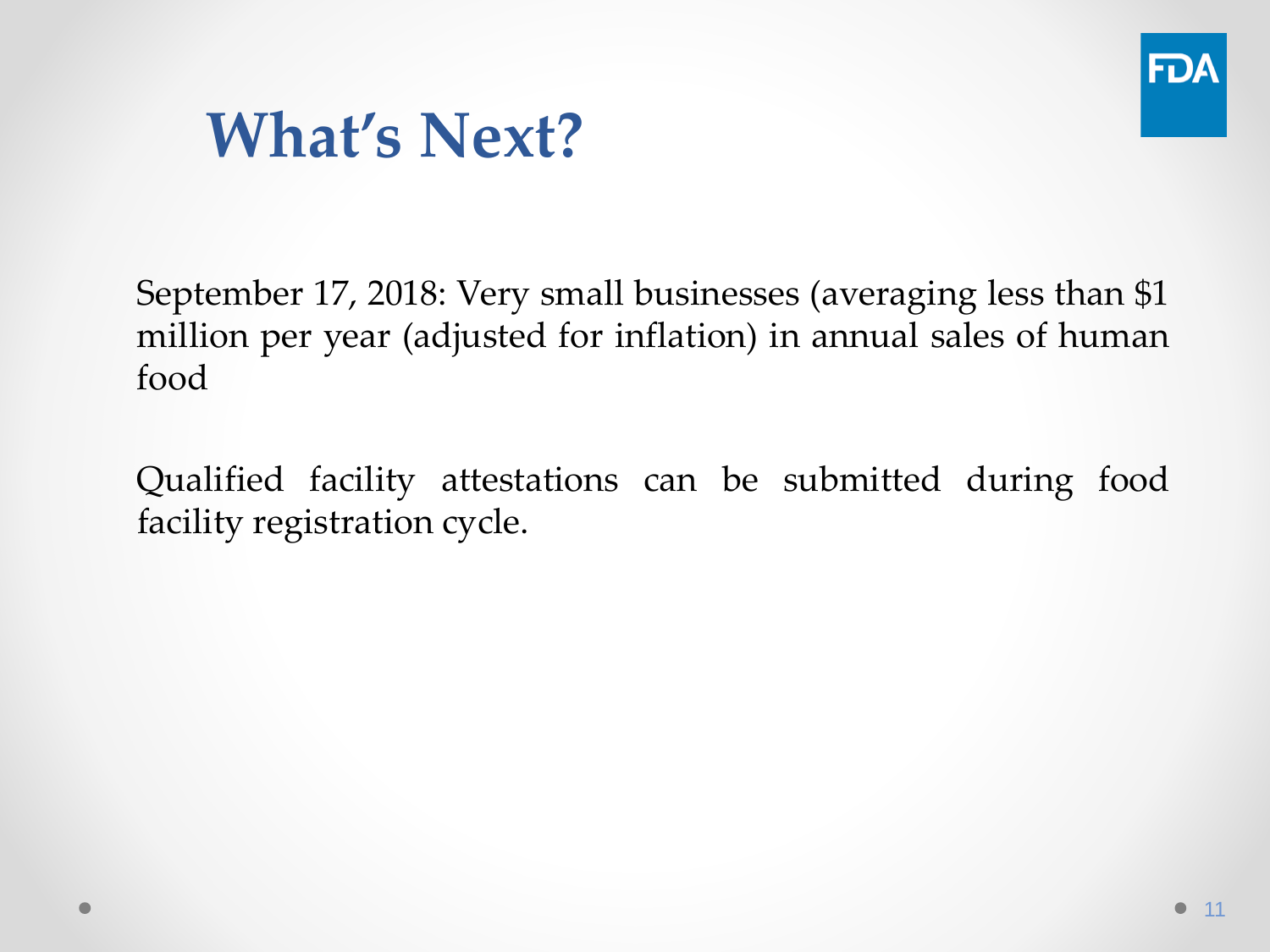# What's Next?

September 17, 2018: Very small businesses (averaging less than $1 million per year (adjusted for inflation) in annual sales of human food

Qualified facility attestations can be submitted during food facility registration cycle.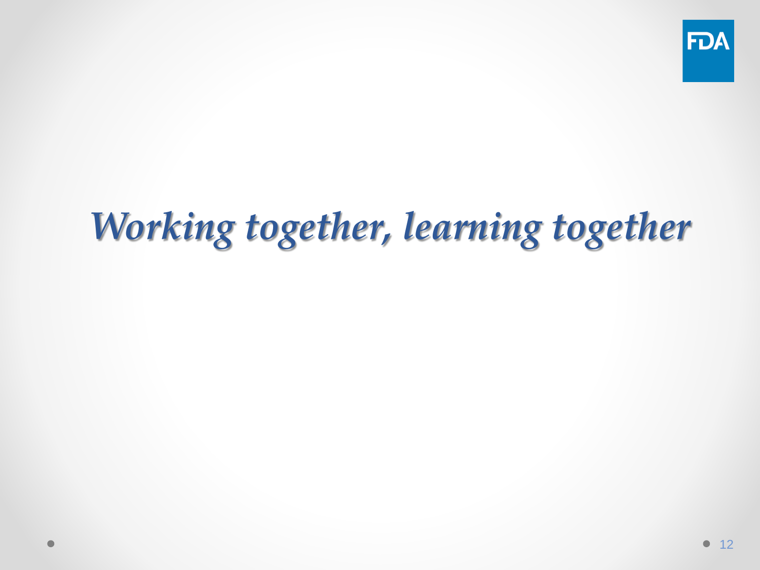*Working together, learning together*